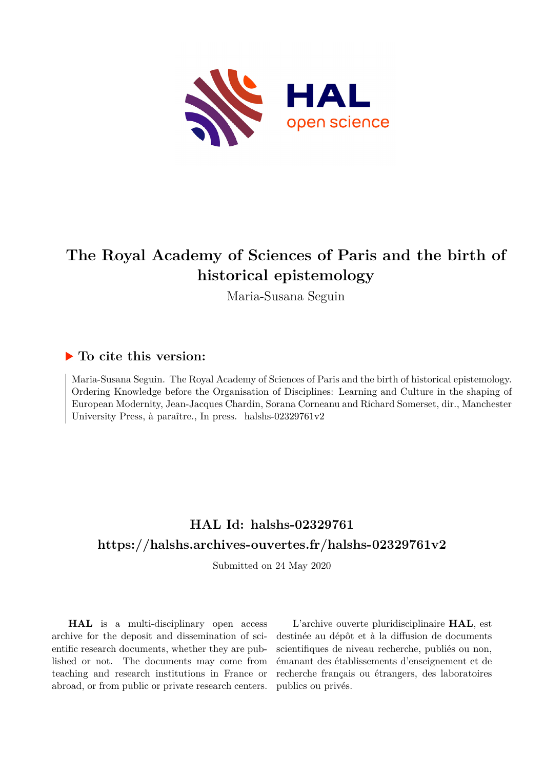# The Royal Academy of Sciences of Paris and the birth of historical epistemology

Maria-Susana Seguin

## ▶ To cite this version:

Maria-Susana Seguin. The Royal Academy of Sciences of Paris and the birth of historical epistemology. Ordering Knowledge before the Organisation of Disciplines: Learning and Culture in the shaping of European Modernity, Jean-Jacques Chardin, Sorana Corneanu and Richard Somerset, dir., Manchester University Press, à paraître., In press. halshs-02329761v2

## HAL Id: halshs-02329761

## https://halshs.archives-ouvertes.fr/halshs-02329761v2

Submitted on 24 May 2020

**HAL** is a multi-disciplinary open access archive for the deposit and dissemination of scientific research documents, whether they are published or not. The documents may come from teaching and research institutions in France or abroad, or from public or private research centers.

L'archive ouverte pluridisciplinaire **HAL**, est destinée au dépôt et à la diffusion de documents scientifiques de niveau recherche, publiés ou non, émanant des établissements d'enseignement et de recherche français ou étrangers, des laboratoires publics ou privés.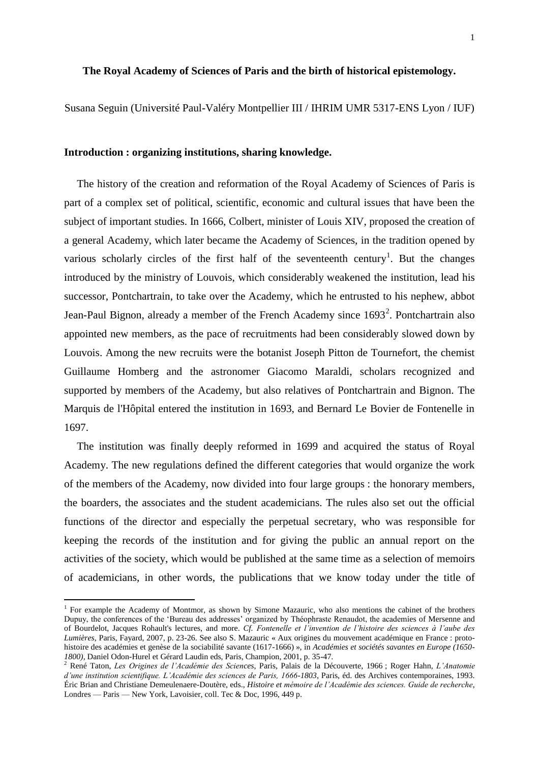**The Royal Academy of Sciences of Paris and the birth of historical epistemology.**

Susana Seguin (Université Paul-Valéry Montpellier III / IHRIM UMR 5317-ENS Lyon / IUF)

## Introduction : organizing institutions, sharing knowledge.

The history of the creation and reformation of the Royal Academy of Sciences of Paris is part of a complex set of political, scientific, economic and cultural issues that have been the subject of important studies. In 1666, Colbert, minister of Louis XIV, proposed the creation of a general Academy, which later became the Academy of Sciences, in the tradition opened by various scholarly circles of the first half of the seventeenth century[1]. But the changes introduced by the ministry of Louvois, which considerably weakened the institution, lead his successor, Pontchartrain, to take over the Academy, which he entrusted to his nephew, abbot Jean-Paul Bignon, already a member of the French Academy since 1693[2]. Pontchartrain also appointed new members, as the pace of recruitments had been considerably slowed down by Louvois. Among the new recruits were the botanist Joseph Pitton de Tournefort, the chemist Guillaume Homberg and the astronomer Giacomo Maraldi, scholars recognized and supported by members of the Academy, but also relatives of Pontchartrain and Bignon. The Marquis de l'Hôpital entered the institution in 1693, and Bernard Le Bovier de Fontenelle in 1697.

The institution was finally deeply reformed in 1699 and acquired the status of Royal Academy. The new regulations defined the different categories that would organize the work of the members of the Academy, now divided into four large groups : the honorary members, the boarders, the associates and the student academicians. The rules also set out the official functions of the director and especially the perpetual secretary, who was responsible for keeping the records of the institution and for giving the public an annual report on the activities of the society, which would be published at the same time as a selection of memoirs of academicians, in other words, the publications that we know today under the title of

[1] For example the Academy of Montmor, as shown by Simone Mazauric, who also mentions the cabinet of the brothers Dupuy, the conferences of the 'Bureau des addresses' organized by Théophraste Renaudot, the academies of Mersenne and of Bourdelot, Jacques Rohault's lectures, and more. *Cf. Fontenelle et l'invention de l'histoire des sciences à l'aube des Lumières*, Paris, Fayard, 2007, p. 23-26. See also S. Mazauric « Aux origines du mouvement académique en France : proto-histoire des académies et genèse de la sociabilité savante (1617-1666) », in *Académies et sociétés savantes en Europe (1650-1800)*, Daniel Odon-Hurel et Gérard Laudin eds, Paris, Champion, 2001, p. 35-47.

[2] René Taton, *Les Origines de l'Académie des Sciences*, Paris, Palais de la Découverte, 1966 ; Roger Hahn, *L'Anatomie d'une institution scientifique. L'Académie des sciences de Paris, 1666-1803*, Paris, éd. des Archives contemporaines, 1993. Éric Brian and Christiane Demeulenaere-Doutère, eds., *Histoire et mémoire de l'Académie des sciences. Guide de recherche*, Londres — Paris — New York, Lavoisier, coll. Tec & Doc, 1996, 449 p.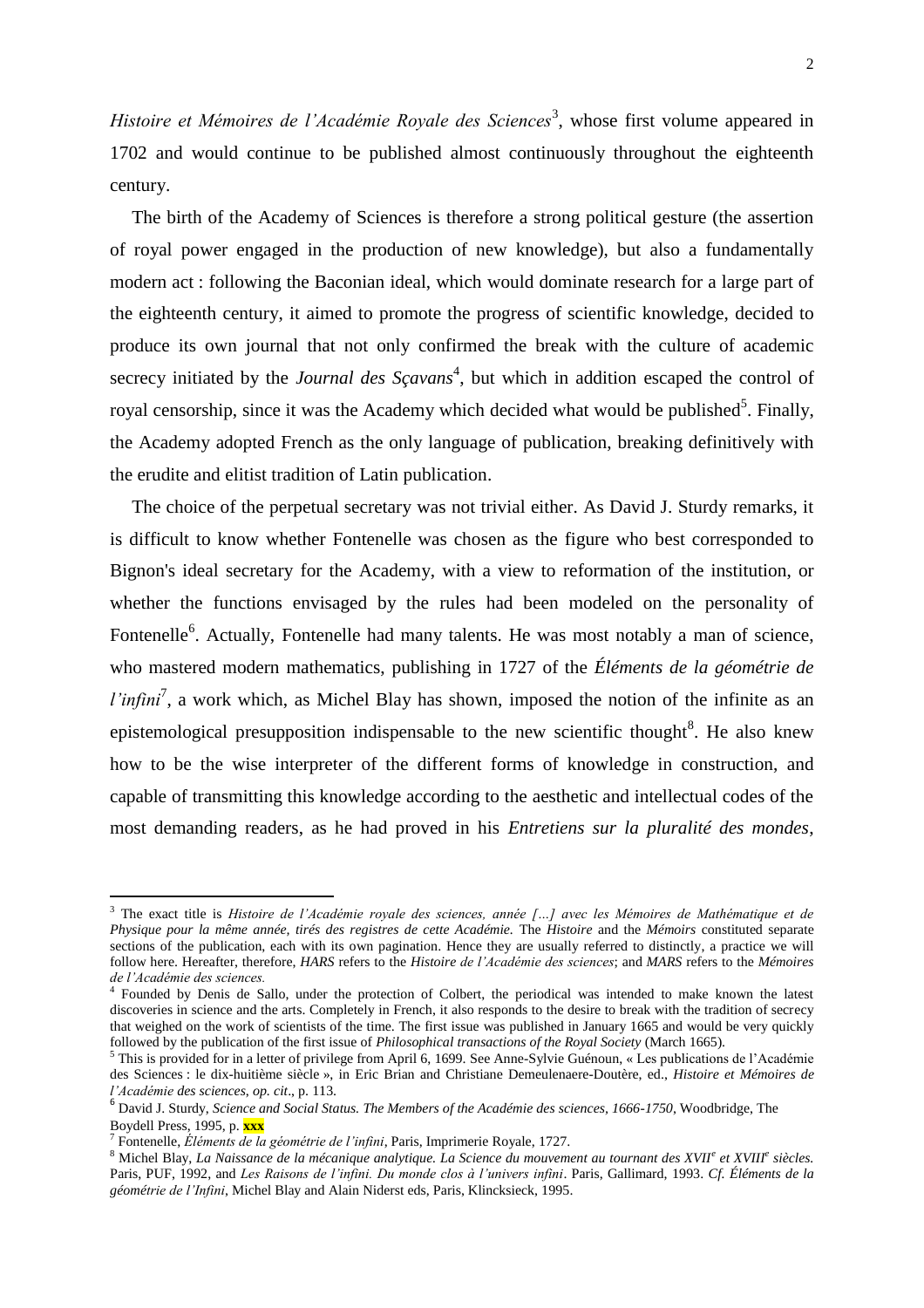*Histoire et Mémoires de l'Académie Royale des Sciences*[3], whose first volume appeared in 1702 and would continue to be published almost continuously throughout the eighteenth century.

The birth of the Academy of Sciences is therefore a strong political gesture (the assertion of royal power engaged in the production of new knowledge), but also a fundamentally modern act : following the Baconian ideal, which would dominate research for a large part of the eighteenth century, it aimed to promote the progress of scientific knowledge, decided to produce its own journal that not only confirmed the break with the culture of academic secrecy initiated by the *Journal des Sçavans*[4], but which in addition escaped the control of royal censorship, since it was the Academy which decided what would be published[5]. Finally, the Academy adopted French as the only language of publication, breaking definitively with the erudite and elitist tradition of Latin publication.

The choice of the perpetual secretary was not trivial either. As David J. Sturdy remarks, it is difficult to know whether Fontenelle was chosen as the figure who best corresponded to Bignon's ideal secretary for the Academy, with a view to reformation of the institution, or whether the functions envisaged by the rules had been modeled on the personality of Fontenelle[6]. Actually, Fontenelle had many talents. He was most notably a man of science, who mastered modern mathematics, publishing in 1727 of the *Éléments de la géométrie de l'infini*[7], a work which, as Michel Blay has shown, imposed the notion of the infinite as an epistemological presupposition indispensable to the new scientific thought[8]. He also knew how to be the wise interpreter of the different forms of knowledge in construction, and capable of transmitting this knowledge according to the aesthetic and intellectual codes of the most demanding readers, as he had proved in his *Entretiens sur la pluralité des mondes*,

---

[3] The exact title is *Histoire de l'Académie royale des sciences, année [...] avec les Mémoires de Mathématique et de Physique pour la même année, tirés des registres de cette Académie.* The *Histoire* and the *Mémoirs* constituted separate sections of the publication, each with its own pagination. Hence they are usually referred to distinctly, a practice we will follow here. Hereafter, therefore, *HARS* refers to the *Histoire de l'Académie des sciences*; and *MARS* refers to the *Mémoires de l'Académie des sciences.*

[4] Founded by Denis de Sallo, under the protection of Colbert, the periodical was intended to make known the latest discoveries in science and the arts. Completely in French, it also responds to the desire to break with the tradition of secrecy that weighed on the work of scientists of the time. The first issue was published in January 1665 and would be very quickly followed by the publication of the first issue of *Philosophical transactions of the Royal Society* (March 1665).

[5] This is provided for in a letter of privilege from April 6, 1699. See Anne-Sylvie Guénoun, « Les publications de l'Académie des Sciences : le dix-huitième siècle », in Eric Brian and Christiane Demeulenaere-Doutère, ed., *Histoire et Mémoires de l'Académie des sciences*, *op. cit*., p. 113.

[6] David J. Sturdy, *Science and Social Status. The Members of the Académie des sciences, 1666-1750*, Woodbridge, The Boydell Press, 1995, p. **xxx**

[7] Fontenelle, *Éléments de la géométrie de l'infini*, Paris, Imprimerie Royale, 1727.

[8] Michel Blay, *La Naissance de la mécanique analytique. La Science du mouvement au tournant des XVII^e et XVIII^e siècles.* Paris, PUF, 1992, and *Les Raisons de l'infini. Du monde clos à l'univers infini*. Paris, Gallimard, 1993. *Cf. Éléments de la géométrie de l'Infini*, Michel Blay and Alain Niderst eds, Paris, Klincksieck, 1995.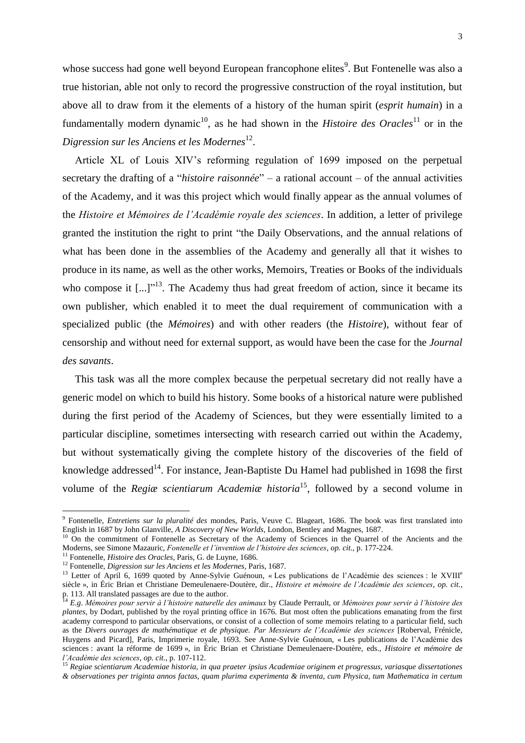whose success had gone well beyond European francophone elites[9]. But Fontenelle was also a true historian, able not only to record the progressive construction of the royal institution, but above all to draw from it the elements of a history of the human spirit (*esprit humain*) in a fundamentally modern dynamic[10], as he had shown in the *Histoire des Oracles*[11] or in the *Digression sur les Anciens et les Modernes*[12].

Article XL of Louis XIV's reforming regulation of 1699 imposed on the perpetual secretary the drafting of a "*histoire raisonnée*" – a rational account – of the annual activities of the Academy, and it was this project which would finally appear as the annual volumes of the *Histoire et Mémoires de l'Académie royale des sciences*. In addition, a letter of privilege granted the institution the right to print "the Daily Observations, and the annual relations of what has been done in the assemblies of the Academy and generally all that it wishes to produce in its name, as well as the other works, Memoirs, Treaties or Books of the individuals who compose it [...]"[13]. The Academy thus had great freedom of action, since it became its own publisher, which enabled it to meet the dual requirement of communication with a specialized public (the *Mémoires*) and with other readers (the *Histoire*), without fear of censorship and without need for external support, as would have been the case for the *Journal des savants*.

This task was all the more complex because the perpetual secretary did not really have a generic model on which to build his history. Some books of a historical nature were published during the first period of the Academy of Sciences, but they were essentially limited to a particular discipline, sometimes intersecting with research carried out within the Academy, but without systematically giving the complete history of the discoveries of the field of knowledge addressed[14]. For instance, Jean-Baptiste Du Hamel had published in 1698 the first volume of the *Regiæ scientiarum Academiæ historia*[15], followed by a second volume in

---

[9] Fontenelle, *Entretiens sur la pluralité des* mondes, Paris, Veuve C. Blageart, 1686. The book was first translated into English in 1687 by John Glanville, *A Discovery of New Worlds*, London, Bentley and Magnes, 1687.

[10] On the commitment of Fontenelle as Secretary of the Academy of Sciences in the Quarrel of the Ancients and the Moderns, see Simone Mazauric, *Fontenelle et l'invention de l'histoire des sciences*, *op. cit.*, p. 177-224.

[11] Fontenelle, *Histoire des Oracles*, Paris, G. de Luyne, 1686.

[12] Fontenelle, *Digression sur les Anciens et les Modernes*, Paris, 1687.

[13] Letter of April 6, 1699 quoted by Anne-Sylvie Guénoun, « Les publications de l'Académie des sciences : le XVIII^e^ siècle », in Éric Brian et Christiane Demeulenaere-Doutère, dir., *Histoire et mémoire de l'Académie des sciences*, *op. cit.*, p. 113. All translated passages are due to the author.

[14] *E.g*. *Mémoires pour servir à l'histoire naturelle des animaux* by Claude Perrault, or *Mémoires pour servir à l'histoire des plantes*, by Dodart, published by the royal printing office in 1676. But most often the publications emanating from the first academy correspond to particular observations, or consist of a collection of some memoirs relating to a particular field, such as the *Divers ouvrages de mathématique et de physique. Par Messieurs de l'Académie des sciences* [Roberval, Frénicle, Huygens and Picard], Paris, Imprimerie royale, 1693. See Anne-Sylvie Guénoun, « Les publications de l'Académie des sciences : avant la réforme de 1699 », in Éric Brian et Christiane Demeulenaere-Doutère, eds., *Histoire et mémoire de l'Académie des sciences*, *op. cit.*, p. 107-112.

[15] *Regiae scientiarum Academiae historia, in qua praeter ipsius Academiae originem et progressus, variasque dissertationes & observationes per triginta annos factas, quam plurima experimenta & inventa, cum Physica, tum Mathematica in certum*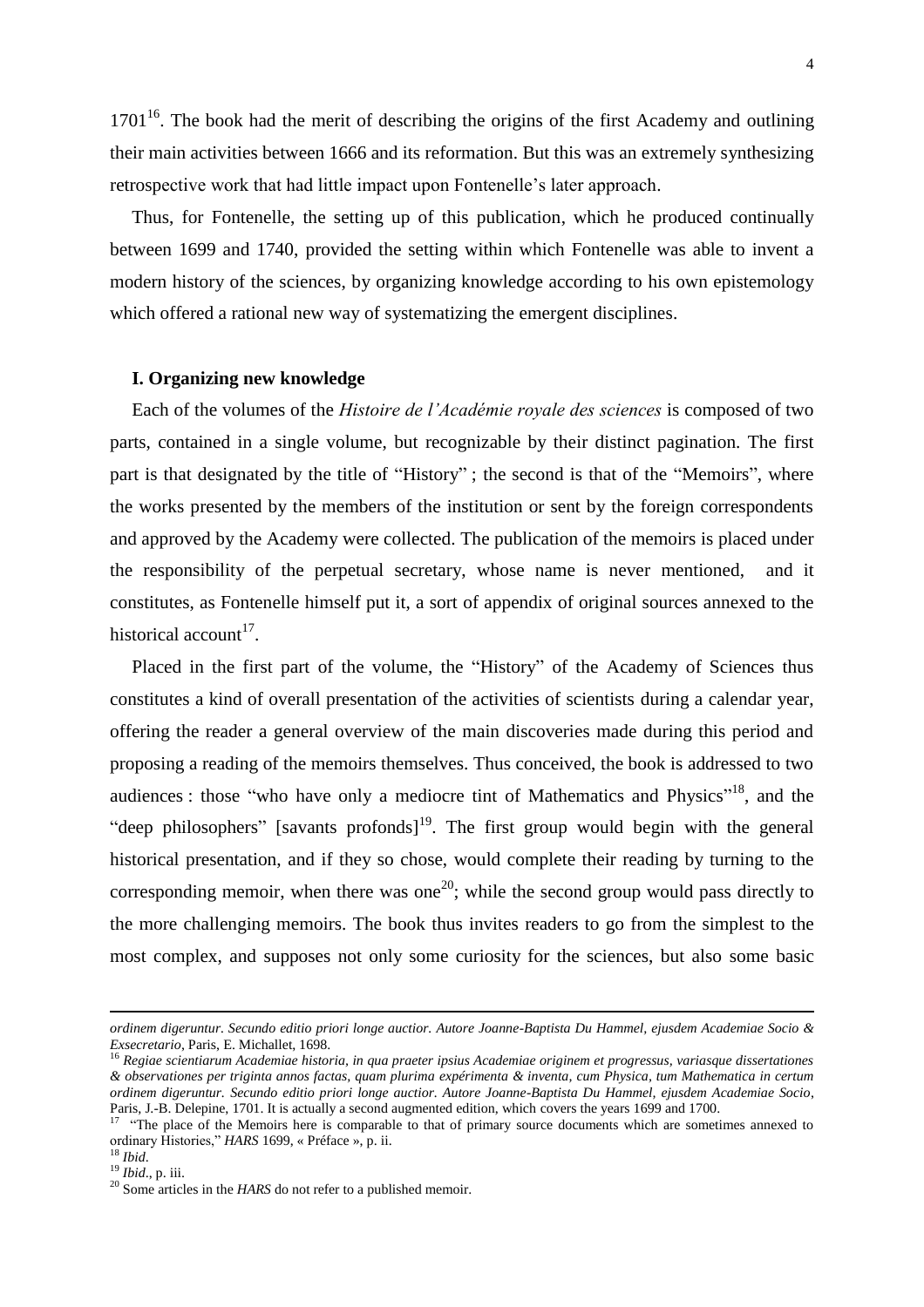1701[16]. The book had the merit of describing the origins of the first Academy and outlining their main activities between 1666 and its reformation. But this was an extremely synthesizing retrospective work that had little impact upon Fontenelle's later approach.

Thus, for Fontenelle, the setting up of this publication, which he produced continually between 1699 and 1740, provided the setting within which Fontenelle was able to invent a modern history of the sciences, by organizing knowledge according to his own epistemology which offered a rational new way of systematizing the emergent disciplines.

## I. Organizing new knowledge

Each of the volumes of the *Histoire de l'Académie royale des sciences* is composed of two parts, contained in a single volume, but recognizable by their distinct pagination. The first part is that designated by the title of "History" ; the second is that of the "Memoirs", where the works presented by the members of the institution or sent by the foreign correspondents and approved by the Academy were collected. The publication of the memoirs is placed under the responsibility of the perpetual secretary, whose name is never mentioned, and it constitutes, as Fontenelle himself put it, a sort of appendix of original sources annexed to the historical account[17].

Placed in the first part of the volume, the "History" of the Academy of Sciences thus constitutes a kind of overall presentation of the activities of scientists during a calendar year, offering the reader a general overview of the main discoveries made during this period and proposing a reading of the memoirs themselves. Thus conceived, the book is addressed to two audiences : those "who have only a mediocre tint of Mathematics and Physics"[18], and the "deep philosophers" [savants profonds][19]. The first group would begin with the general historical presentation, and if they so chose, would complete their reading by turning to the corresponding memoir, when there was one[20]; while the second group would pass directly to the more challenging memoirs. The book thus invites readers to go from the simplest to the most complex, and supposes not only some curiosity for the sciences, but also some basic

---

*ordinem digeruntur. Secundo editio priori longe auctior. Autore Joanne-Baptista Du Hammel, ejusdem Academiae Socio & Exsecretario*, Paris, E. Michallet, 1698.

[16] *Regiae scientiarum Academiae historia, in qua praeter ipsius Academiae originem et progressus, variasque dissertationes & observationes per triginta annos factas, quam plurima expérimenta & inventa, cum Physica, tum Mathematica in certum ordinem digeruntur. Secundo editio priori longe auctior. Autore Joanne-Baptista Du Hammel, ejusdem Academiae Socio*, Paris, J.-B. Delepine, 1701. It is actually a second augmented edition, which covers the years 1699 and 1700.

[17] "The place of the Memoirs here is comparable to that of primary source documents which are sometimes annexed to ordinary Histories," *HARS* 1699, « Préface », p. ii.

[18] *Ibid.*

[19] *Ibid.*, p. iii.

[20] Some articles in the *HARS* do not refer to a published memoir.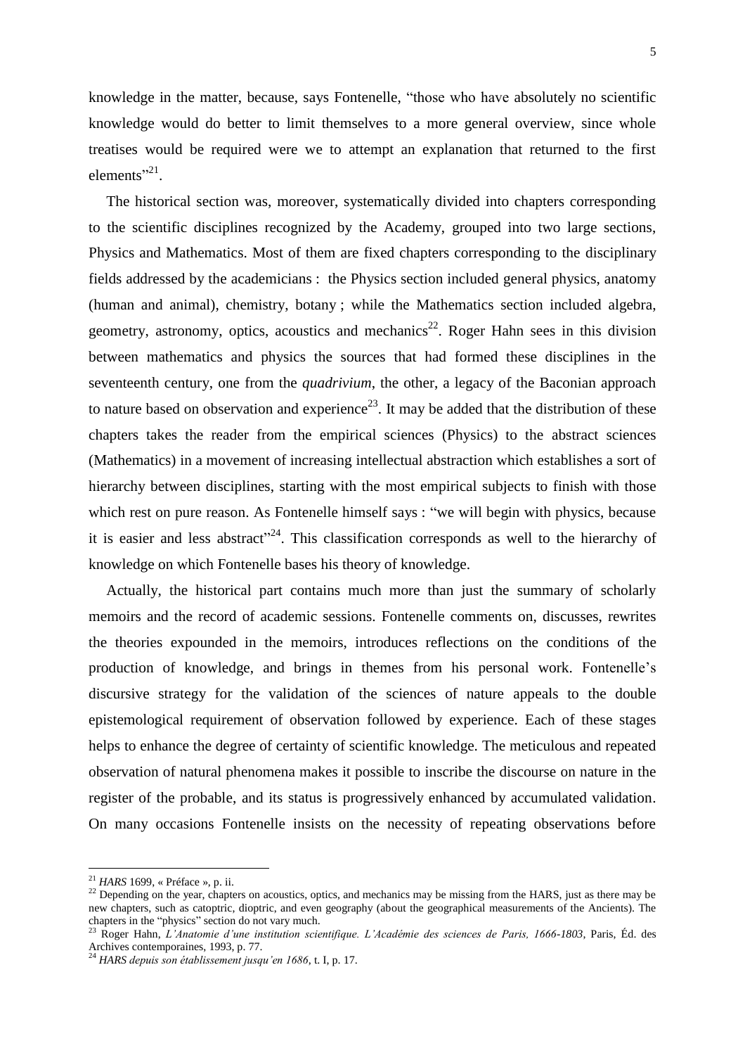knowledge in the matter, because, says Fontenelle, "those who have absolutely no scientific knowledge would do better to limit themselves to a more general overview, since whole treatises would be required were we to attempt an explanation that returned to the first elements"[21].

The historical section was, moreover, systematically divided into chapters corresponding to the scientific disciplines recognized by the Academy, grouped into two large sections, Physics and Mathematics. Most of them are fixed chapters corresponding to the disciplinary fields addressed by the academicians : the Physics section included general physics, anatomy (human and animal), chemistry, botany ; while the Mathematics section included algebra, geometry, astronomy, optics, acoustics and mechanics[22]. Roger Hahn sees in this division between mathematics and physics the sources that had formed these disciplines in the seventeenth century, one from the *quadrivium*, the other, a legacy of the Baconian approach to nature based on observation and experience[23]. It may be added that the distribution of these chapters takes the reader from the empirical sciences (Physics) to the abstract sciences (Mathematics) in a movement of increasing intellectual abstraction which establishes a sort of hierarchy between disciplines, starting with the most empirical subjects to finish with those which rest on pure reason. As Fontenelle himself says : "we will begin with physics, because it is easier and less abstract"[24]. This classification corresponds as well to the hierarchy of knowledge on which Fontenelle bases his theory of knowledge.

Actually, the historical part contains much more than just the summary of scholarly memoirs and the record of academic sessions. Fontenelle comments on, discusses, rewrites the theories expounded in the memoirs, introduces reflections on the conditions of the production of knowledge, and brings in themes from his personal work. Fontenelle's discursive strategy for the validation of the sciences of nature appeals to the double epistemological requirement of observation followed by experience. Each of these stages helps to enhance the degree of certainty of scientific knowledge. The meticulous and repeated observation of natural phenomena makes it possible to inscribe the discourse on nature in the register of the probable, and its status is progressively enhanced by accumulated validation. On many occasions Fontenelle insists on the necessity of repeating observations before

---

[21] *HARS* 1699, « Préface », p. ii.

[22] Depending on the year, chapters on acoustics, optics, and mechanics may be missing from the HARS, just as there may be new chapters, such as catoptric, dioptric, and even geography (about the geographical measurements of the Ancients). The chapters in the "physics" section do not vary much.

[23] Roger Hahn, *L'Anatomie d'une institution scientifique. L'Académie des sciences de Paris, 1666-1803*, Paris, Éd. des Archives contemporaines, 1993, p. 77.

[24] *HARS depuis son établissement jusqu'en 1686*, t. I, p. 17.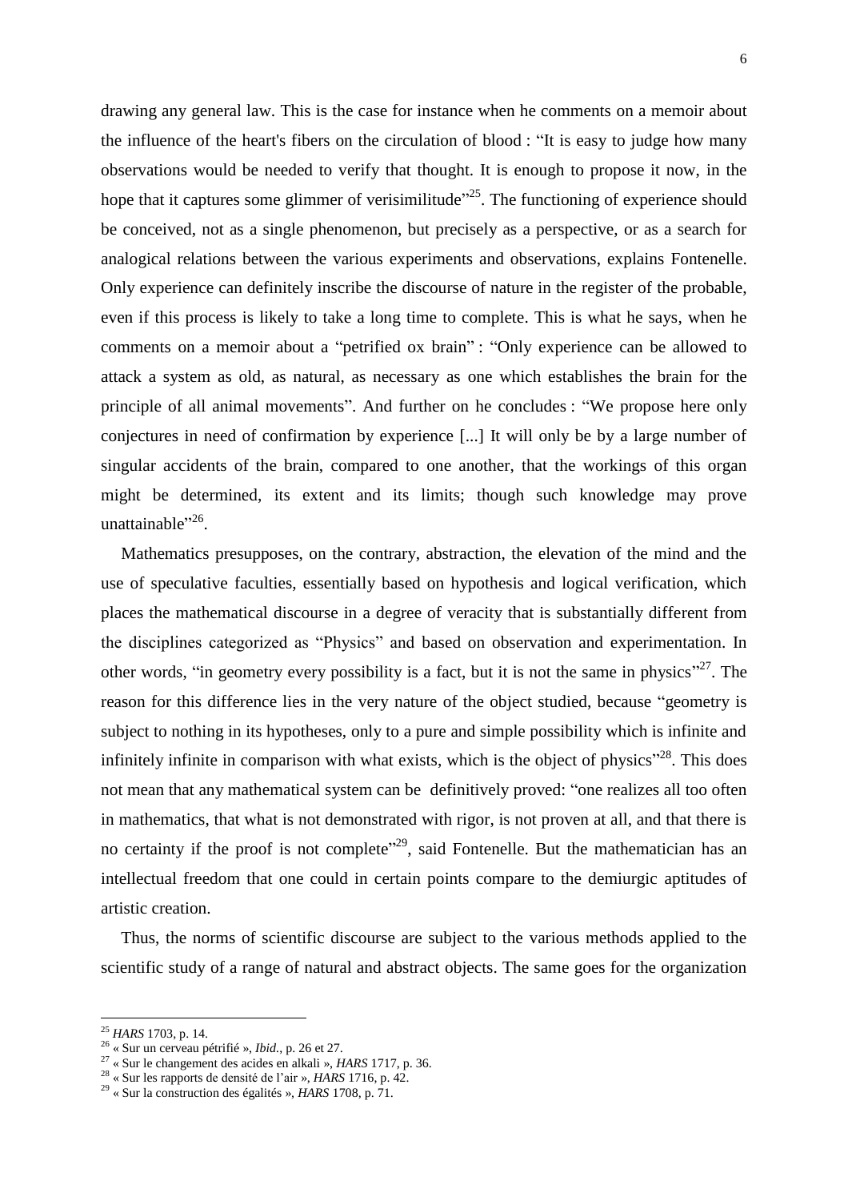drawing any general law. This is the case for instance when he comments on a memoir about the influence of the heart's fibers on the circulation of blood : "It is easy to judge how many observations would be needed to verify that thought. It is enough to propose it now, in the hope that it captures some glimmer of verisimilitude"[25]. The functioning of experience should be conceived, not as a single phenomenon, but precisely as a perspective, or as a search for analogical relations between the various experiments and observations, explains Fontenelle. Only experience can definitely inscribe the discourse of nature in the register of the probable, even if this process is likely to take a long time to complete. This is what he says, when he comments on a memoir about a "petrified ox brain" : "Only experience can be allowed to attack a system as old, as natural, as necessary as one which establishes the brain for the principle of all animal movements". And further on he concludes : "We propose here only conjectures in need of confirmation by experience [...] It will only be by a large number of singular accidents of the brain, compared to one another, that the workings of this organ might be determined, its extent and its limits; though such knowledge may prove unattainable"[26].

Mathematics presupposes, on the contrary, abstraction, the elevation of the mind and the use of speculative faculties, essentially based on hypothesis and logical verification, which places the mathematical discourse in a degree of veracity that is substantially different from the disciplines categorized as "Physics" and based on observation and experimentation. In other words, "in geometry every possibility is a fact, but it is not the same in physics"[27]. The reason for this difference lies in the very nature of the object studied, because "geometry is subject to nothing in its hypotheses, only to a pure and simple possibility which is infinite and infinitely infinite in comparison with what exists, which is the object of physics"[28]. This does not mean that any mathematical system can be definitively proved: "one realizes all too often in mathematics, that what is not demonstrated with rigor, is not proven at all, and that there is no certainty if the proof is not complete"[29], said Fontenelle. But the mathematician has an intellectual freedom that one could in certain points compare to the demiurgic aptitudes of artistic creation.

Thus, the norms of scientific discourse are subject to the various methods applied to the scientific study of a range of natural and abstract objects. The same goes for the organization

---

[25] *HARS* 1703, p. 14.

[26] « Sur un cerveau pétrifié », *Ibid*., p. 26 et 27.

[27] « Sur le changement des acides en alkali », *HARS* 1717, p. 36.

[28] « Sur les rapports de densité de l'air », *HARS* 1716, p. 42.

[29] « Sur la construction des égalités », *HARS* 1708, p. 71.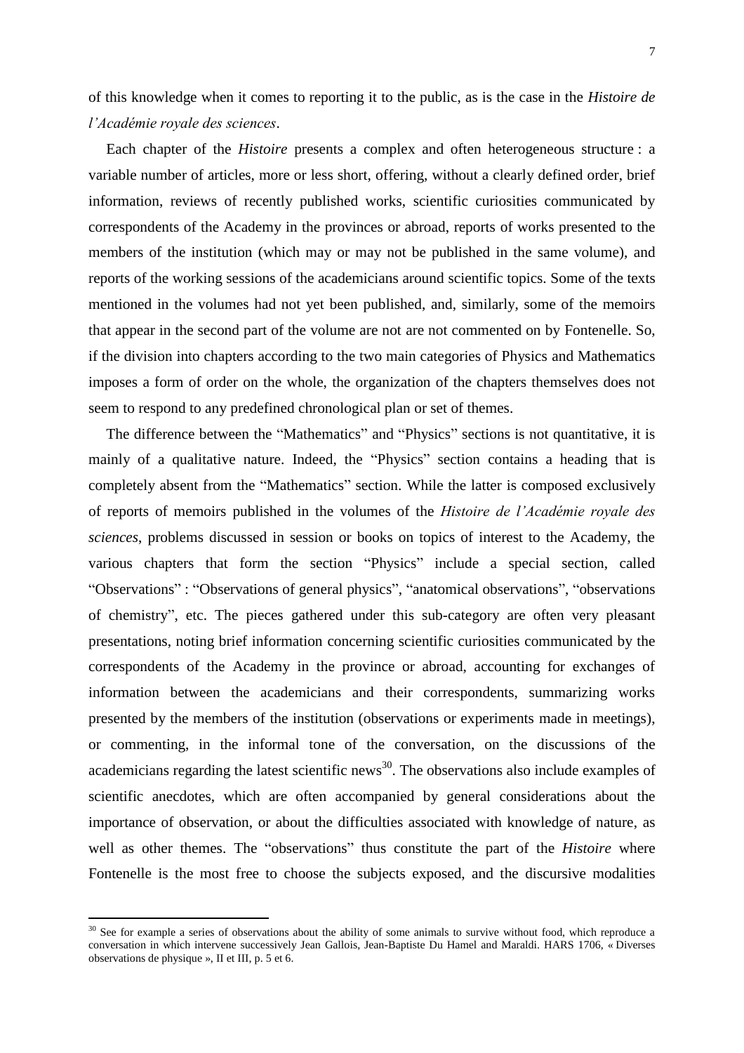of this knowledge when it comes to reporting it to the public, as is the case in the *Histoire de l'Académie royale des sciences*.

Each chapter of the *Histoire* presents a complex and often heterogeneous structure : a variable number of articles, more or less short, offering, without a clearly defined order, brief information, reviews of recently published works, scientific curiosities communicated by correspondents of the Academy in the provinces or abroad, reports of works presented to the members of the institution (which may or may not be published in the same volume), and reports of the working sessions of the academicians around scientific topics. Some of the texts mentioned in the volumes had not yet been published, and, similarly, some of the memoirs that appear in the second part of the volume are not are not commented on by Fontenelle. So, if the division into chapters according to the two main categories of Physics and Mathematics imposes a form of order on the whole, the organization of the chapters themselves does not seem to respond to any predefined chronological plan or set of themes.

The difference between the "Mathematics" and "Physics" sections is not quantitative, it is mainly of a qualitative nature. Indeed, the "Physics" section contains a heading that is completely absent from the "Mathematics" section. While the latter is composed exclusively of reports of memoirs published in the volumes of the *Histoire de l'Académie royale des sciences*, problems discussed in session or books on topics of interest to the Academy, the various chapters that form the section "Physics" include a special section, called "Observations" : "Observations of general physics", "anatomical observations", "observations of chemistry", etc. The pieces gathered under this sub-category are often very pleasant presentations, noting brief information concerning scientific curiosities communicated by the correspondents of the Academy in the province or abroad, accounting for exchanges of information between the academicians and their correspondents, summarizing works presented by the members of the institution (observations or experiments made in meetings), or commenting, in the informal tone of the conversation, on the discussions of the academicians regarding the latest scientific news[30]. The observations also include examples of scientific anecdotes, which are often accompanied by general considerations about the importance of observation, or about the difficulties associated with knowledge of nature, as well as other themes. The "observations" thus constitute the part of the *Histoire* where Fontenelle is the most free to choose the subjects exposed, and the discursive modalities

---

[30] See for example a series of observations about the ability of some animals to survive without food, which reproduce a conversation in which intervene successively Jean Gallois, Jean-Baptiste Du Hamel and Maraldi. HARS 1706, « Diverses observations de physique », II et III, p. 5 et 6.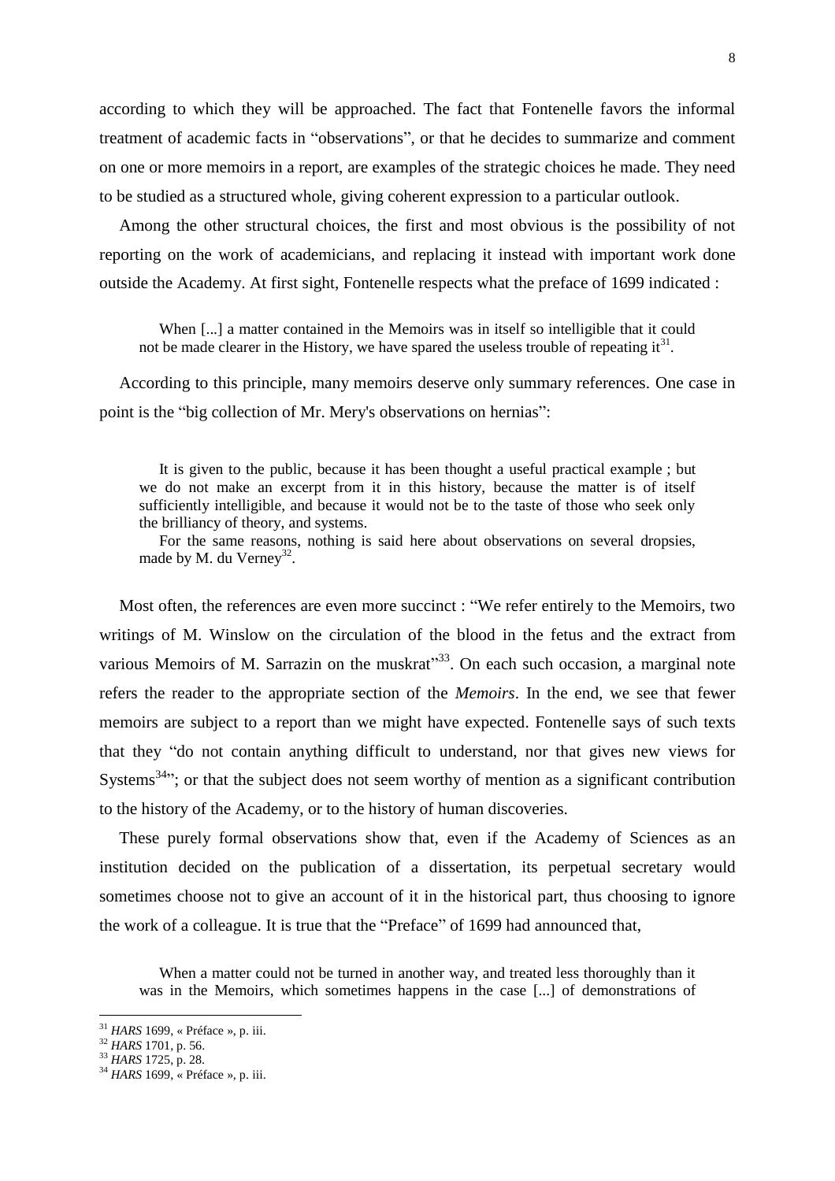according to which they will be approached. The fact that Fontenelle favors the informal treatment of academic facts in "observations", or that he decides to summarize and comment on one or more memoirs in a report, are examples of the strategic choices he made. They need to be studied as a structured whole, giving coherent expression to a particular outlook.

Among the other structural choices, the first and most obvious is the possibility of not reporting on the work of academicians, and replacing it instead with important work done outside the Academy. At first sight, Fontenelle respects what the preface of 1699 indicated :

> When [...] a matter contained in the Memoirs was in itself so intelligible that it could not be made clearer in the History, we have spared the useless trouble of repeating it[31].

According to this principle, many memoirs deserve only summary references. One case in point is the "big collection of Mr. Mery's observations on hernias":

> It is given to the public, because it has been thought a useful practical example ; but we do not make an excerpt from it in this history, because the matter is of itself sufficiently intelligible, and because it would not be to the taste of those who seek only the brilliancy of theory, and systems.
>
> For the same reasons, nothing is said here about observations on several dropsies, made by M. du Verney[32].

Most often, the references are even more succinct : "We refer entirely to the Memoirs, two writings of M. Winslow on the circulation of the blood in the fetus and the extract from various Memoirs of M. Sarrazin on the muskrat"[33]. On each such occasion, a marginal note refers the reader to the appropriate section of the *Memoirs*. In the end, we see that fewer memoirs are subject to a report than we might have expected. Fontenelle says of such texts that they "do not contain anything difficult to understand, nor that gives new views for Systems[34]"; or that the subject does not seem worthy of mention as a significant contribution to the history of the Academy, or to the history of human discoveries.

These purely formal observations show that, even if the Academy of Sciences as an institution decided on the publication of a dissertation, its perpetual secretary would sometimes choose not to give an account of it in the historical part, thus choosing to ignore the work of a colleague. It is true that the "Preface" of 1699 had announced that,

> When a matter could not be turned in another way, and treated less thoroughly than it was in the Memoirs, which sometimes happens in the case [...] of demonstrations of

---

[31] *HARS* 1699, « Préface », p. iii.

[32] *HARS* 1701, p. 56.

[33] *HARS* 1725, p. 28.

[34] *HARS* 1699, « Préface », p. iii.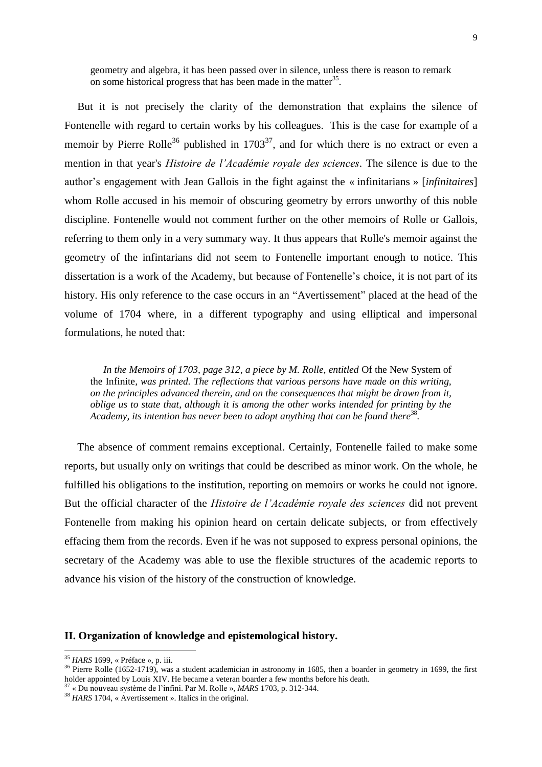> geometry and algebra, it has been passed over in silence, unless there is reason to remark on some historical progress that has been made in the matter[35].

But it is not precisely the clarity of the demonstration that explains the silence of Fontenelle with regard to certain works by his colleagues. This is the case for example of a memoir by Pierre Rolle[36] published in 1703[37], and for which there is no extract or even a mention in that year's *Histoire de l'Académie royale des sciences*. The silence is due to the author's engagement with Jean Gallois in the fight against the « infinitarians » [*infinitaires*] whom Rolle accused in his memoir of obscuring geometry by errors unworthy of this noble discipline. Fontenelle would not comment further on the other memoirs of Rolle or Gallois, referring to them only in a very summary way. It thus appears that Rolle's memoir against the geometry of the infintarians did not seem to Fontenelle important enough to notice. This dissertation is a work of the Academy, but because of Fontenelle's choice, it is not part of its history. His only reference to the case occurs in an "Avertissement" placed at the head of the volume of 1704 where, in a different typography and using elliptical and impersonal formulations, he noted that:

> *In the Memoirs of 1703, page 312, a piece by M. Rolle, entitled* Of the New System of the Infinite*, was printed. The reflections that various persons have made on this writing, on the principles advanced therein, and on the consequences that might be drawn from it, oblige us to state that, although it is among the other works intended for printing by the Academy, its intention has never been to adopt anything that can be found there*[38].

The absence of comment remains exceptional. Certainly, Fontenelle failed to make some reports, but usually only on writings that could be described as minor work. On the whole, he fulfilled his obligations to the institution, reporting on memoirs or works he could not ignore. But the official character of the *Histoire de l'Académie royale des sciences* did not prevent Fontenelle from making his opinion heard on certain delicate subjects, or from effectively effacing them from the records. Even if he was not supposed to express personal opinions, the secretary of the Academy was able to use the flexible structures of the academic reports to advance his vision of the history of the construction of knowledge.

## II. Organization of knowledge and epistemological history.

---

[35] *HARS* 1699, « Préface », p. iii.

[36] Pierre Rolle (1652-1719), was a student academician in astronomy in 1685, then a boarder in geometry in 1699, the first holder appointed by Louis XIV. He became a veteran boarder a few months before his death.

[37] « Du nouveau système de l'infini. Par M. Rolle », *MARS* 1703, p. 312-344.

[38] *HARS* 1704, « Avertissement ». Italics in the original.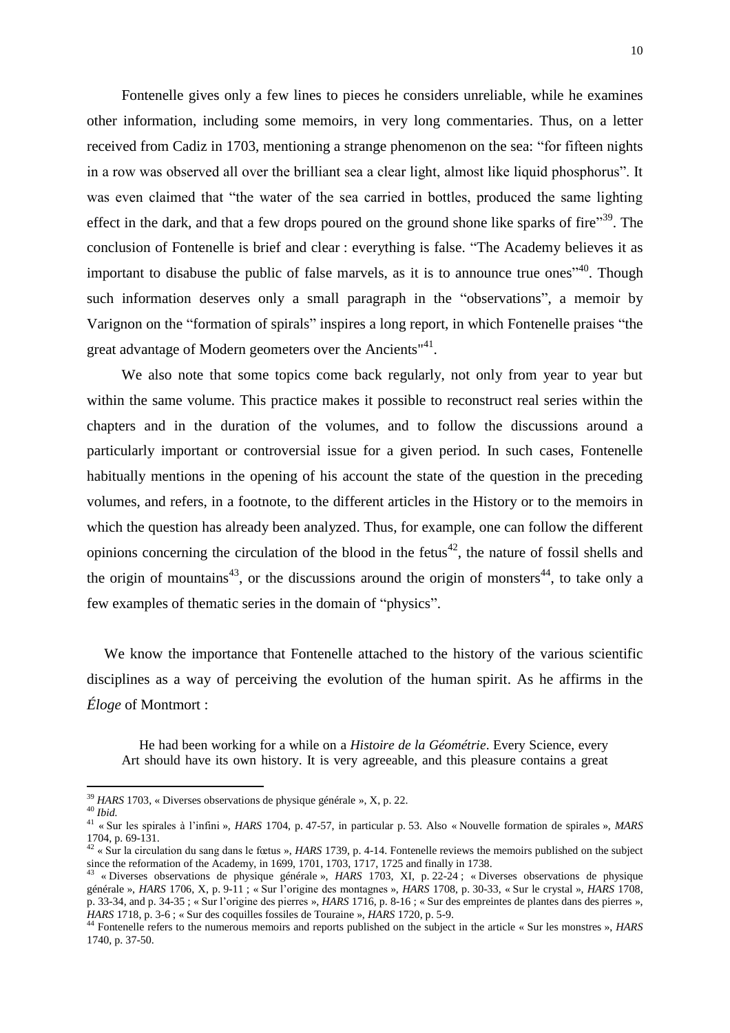Fontenelle gives only a few lines to pieces he considers unreliable, while he examines other information, including some memoirs, in very long commentaries. Thus, on a letter received from Cadiz in 1703, mentioning a strange phenomenon on the sea: "for fifteen nights in a row was observed all over the brilliant sea a clear light, almost like liquid phosphorus". It was even claimed that "the water of the sea carried in bottles, produced the same lighting effect in the dark, and that a few drops poured on the ground shone like sparks of fire"[39]. The conclusion of Fontenelle is brief and clear : everything is false. "The Academy believes it as important to disabuse the public of false marvels, as it is to announce true ones"[40]. Though such information deserves only a small paragraph in the "observations", a memoir by Varignon on the "formation of spirals" inspires a long report, in which Fontenelle praises "the great advantage of Modern geometers over the Ancients"[41].

We also note that some topics come back regularly, not only from year to year but within the same volume. This practice makes it possible to reconstruct real series within the chapters and in the duration of the volumes, and to follow the discussions around a particularly important or controversial issue for a given period. In such cases, Fontenelle habitually mentions in the opening of his account the state of the question in the preceding volumes, and refers, in a footnote, to the different articles in the History or to the memoirs in which the question has already been analyzed. Thus, for example, one can follow the different opinions concerning the circulation of the blood in the fetus[42], the nature of fossil shells and the origin of mountains[43], or the discussions around the origin of monsters[44], to take only a few examples of thematic series in the domain of "physics".

We know the importance that Fontenelle attached to the history of the various scientific disciplines as a way of perceiving the evolution of the human spirit. As he affirms in the *Éloge* of Montmort :

> He had been working for a while on a *Histoire de la Géométrie*. Every Science, every Art should have its own history. It is very agreeable, and this pleasure contains a great

---

[39] *HARS* 1703, « Diverses observations de physique générale », X, p. 22.

[40] *Ibid.*

[41] « Sur les spirales à l'infini », *HARS* 1704, p. 47-57, in particular p. 53. Also « Nouvelle formation de spirales », *MARS* 1704, p. 69-131.

[42] « Sur la circulation du sang dans le fœtus », *HARS* 1739, p. 4-14. Fontenelle reviews the memoirs published on the subject since the reformation of the Academy, in 1699, 1701, 1703, 1717, 1725 and finally in 1738.

[43] « Diverses observations de physique générale », *HARS* 1703, XI, p. 22-24 ; « Diverses observations de physique générale », *HARS* 1706, X, p. 9-11 ; « Sur l'origine des montagnes », *HARS* 1708, p. 30-33, « Sur le crystal », *HARS* 1708, p. 33-34, and p. 34-35 ; « Sur l'origine des pierres », *HARS* 1716, p. 8-16 ; « Sur des empreintes de plantes dans des pierres », *HARS* 1718, p. 3-6 ; « Sur des coquilles fossiles de Touraine », *HARS* 1720, p. 5-9.

[44] Fontenelle refers to the numerous memoirs and reports published on the subject in the article « Sur les monstres », *HARS* 1740, p. 37-50.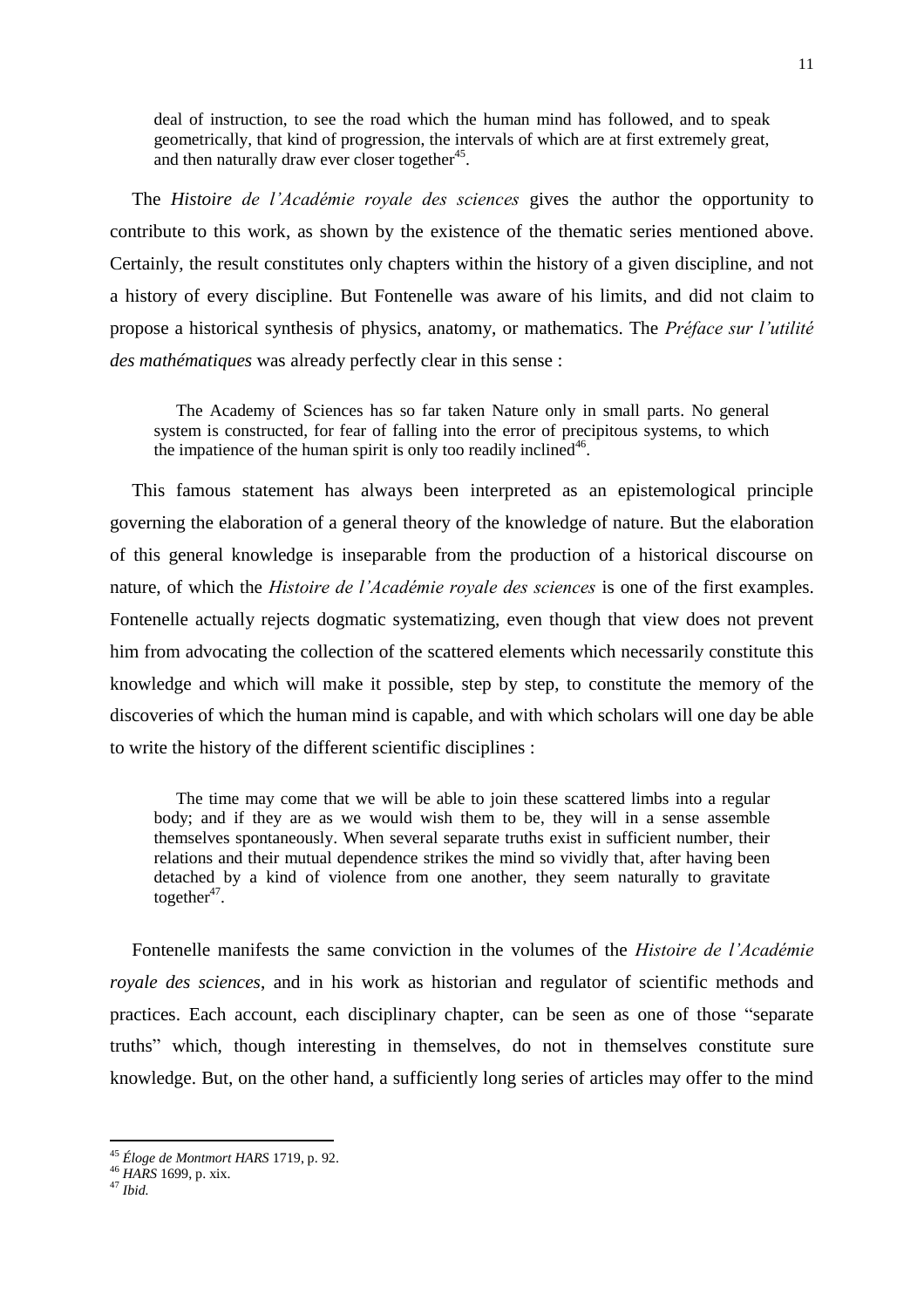> deal of instruction, to see the road which the human mind has followed, and to speak geometrically, that kind of progression, the intervals of which are at first extremely great, and then naturally draw ever closer together[45].

The *Histoire de l'Académie royale des sciences* gives the author the opportunity to contribute to this work, as shown by the existence of the thematic series mentioned above. Certainly, the result constitutes only chapters within the history of a given discipline, and not a history of every discipline. But Fontenelle was aware of his limits, and did not claim to propose a historical synthesis of physics, anatomy, or mathematics. The *Préface sur l'utilité des mathématiques* was already perfectly clear in this sense :

> The Academy of Sciences has so far taken Nature only in small parts. No general system is constructed, for fear of falling into the error of precipitous systems, to which the impatience of the human spirit is only too readily inclined[46].

This famous statement has always been interpreted as an epistemological principle governing the elaboration of a general theory of the knowledge of nature. But the elaboration of this general knowledge is inseparable from the production of a historical discourse on nature, of which the *Histoire de l'Académie royale des sciences* is one of the first examples. Fontenelle actually rejects dogmatic systematizing, even though that view does not prevent him from advocating the collection of the scattered elements which necessarily constitute this knowledge and which will make it possible, step by step, to constitute the memory of the discoveries of which the human mind is capable, and with which scholars will one day be able to write the history of the different scientific disciplines :

> The time may come that we will be able to join these scattered limbs into a regular body; and if they are as we would wish them to be, they will in a sense assemble themselves spontaneously. When several separate truths exist in sufficient number, their relations and their mutual dependence strikes the mind so vividly that, after having been detached by a kind of violence from one another, they seem naturally to gravitate together[47].

Fontenelle manifests the same conviction in the volumes of the *Histoire de l'Académie royale des sciences*, and in his work as historian and regulator of scientific methods and practices. Each account, each disciplinary chapter, can be seen as one of those "separate truths" which, though interesting in themselves, do not in themselves constitute sure knowledge. But, on the other hand, a sufficiently long series of articles may offer to the mind

[45] *Éloge de Montmort HARS* 1719, p. 92.

[46] *HARS* 1699, p. xix.

[47] *Ibid.*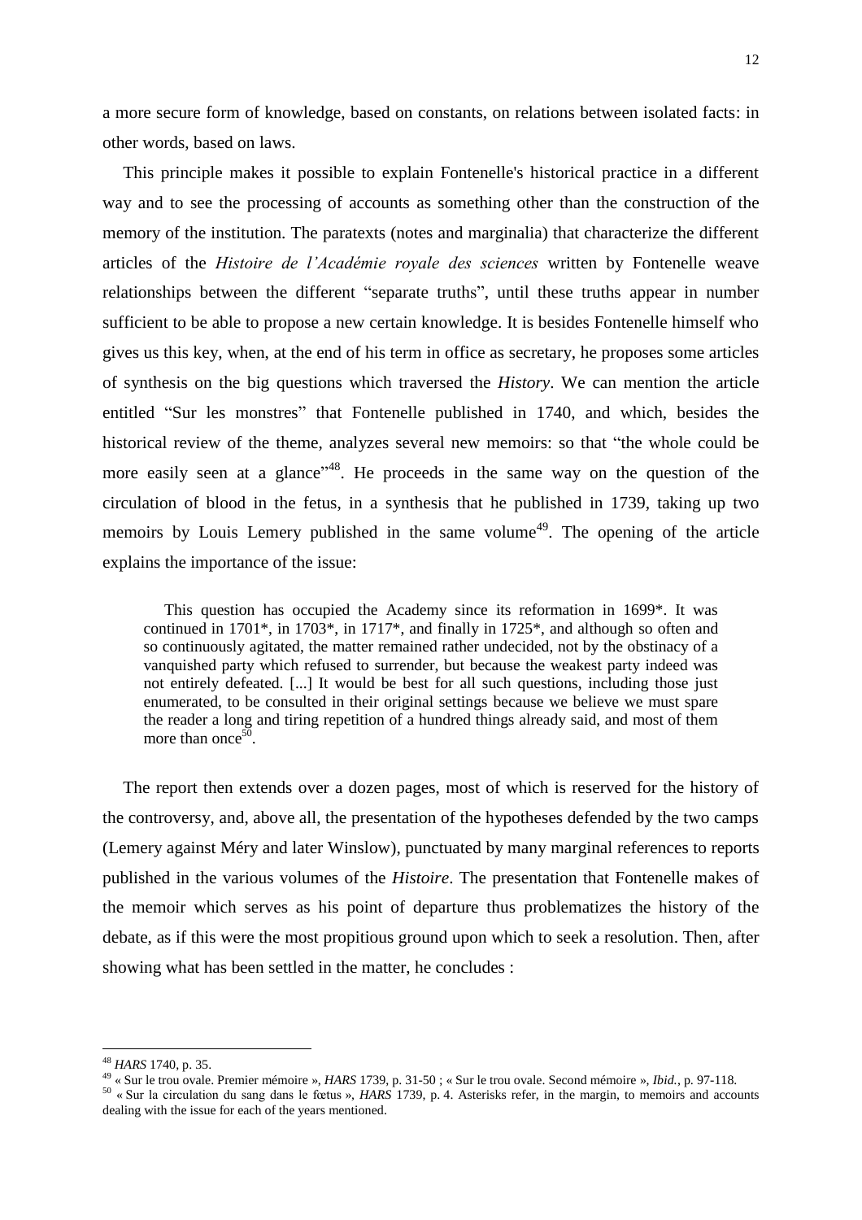a more secure form of knowledge, based on constants, on relations between isolated facts: in other words, based on laws.

This principle makes it possible to explain Fontenelle's historical practice in a different way and to see the processing of accounts as something other than the construction of the memory of the institution. The paratexts (notes and marginalia) that characterize the different articles of the *Histoire de l'Académie royale des sciences* written by Fontenelle weave relationships between the different "separate truths", until these truths appear in number sufficient to be able to propose a new certain knowledge. It is besides Fontenelle himself who gives us this key, when, at the end of his term in office as secretary, he proposes some articles of synthesis on the big questions which traversed the *History*. We can mention the article entitled "Sur les monstres" that Fontenelle published in 1740, and which, besides the historical review of the theme, analyzes several new memoirs: so that "the whole could be more easily seen at a glance"[48]. He proceeds in the same way on the question of the circulation of blood in the fetus, in a synthesis that he published in 1739, taking up two memoirs by Louis Lemery published in the same volume[49]. The opening of the article explains the importance of the issue:

> This question has occupied the Academy since its reformation in 1699*. It was continued in 1701*, in 1703*, in 1717*, and finally in 1725*, and although so often and so continuously agitated, the matter remained rather undecided, not by the obstinacy of a vanquished party which refused to surrender, but because the weakest party indeed was not entirely defeated. [...] It would be best for all such questions, including those just enumerated, to be consulted in their original settings because we believe we must spare the reader a long and tiring repetition of a hundred things already said, and most of them more than once[50].

The report then extends over a dozen pages, most of which is reserved for the history of the controversy, and, above all, the presentation of the hypotheses defended by the two camps (Lemery against Méry and later Winslow), punctuated by many marginal references to reports published in the various volumes of the *Histoire*. The presentation that Fontenelle makes of the memoir which serves as his point of departure thus problematizes the history of the debate, as if this were the most propitious ground upon which to seek a resolution. Then, after showing what has been settled in the matter, he concludes :

---

[48] *HARS* 1740, p. 35.

[49] « Sur le trou ovale. Premier mémoire », *HARS* 1739, p. 31-50 ; « Sur le trou ovale. Second mémoire », *Ibid.*, p. 97-118.

[50] « Sur la circulation du sang dans le fœtus », *HARS* 1739, p. 4. Asterisks refer, in the margin, to memoirs and accounts dealing with the issue for each of the years mentioned.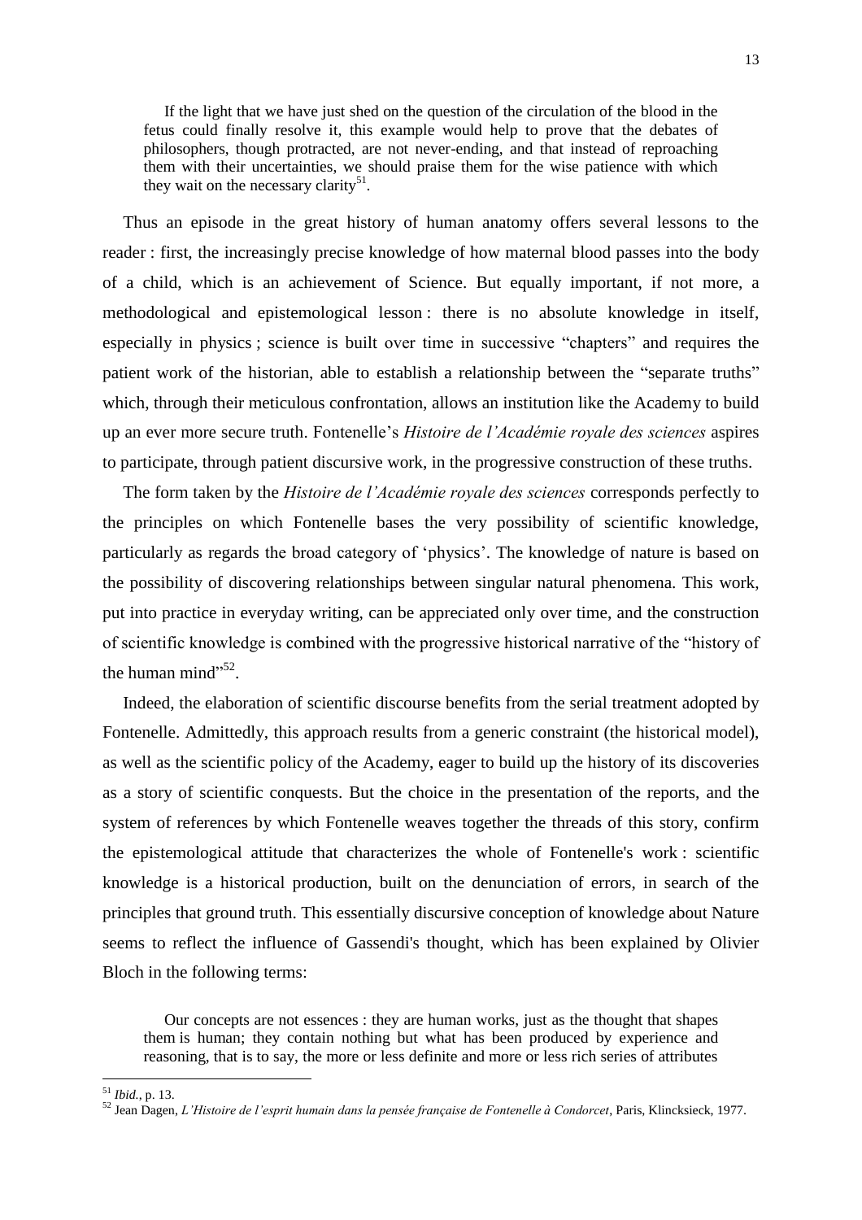> If the light that we have just shed on the question of the circulation of the blood in the fetus could finally resolve it, this example would help to prove that the debates of philosophers, though protracted, are not never-ending, and that instead of reproaching them with their uncertainties, we should praise them for the wise patience with which they wait on the necessary clarity[51].

Thus an episode in the great history of human anatomy offers several lessons to the reader : first, the increasingly precise knowledge of how maternal blood passes into the body of a child, which is an achievement of Science. But equally important, if not more, a methodological and epistemological lesson : there is no absolute knowledge in itself, especially in physics ; science is built over time in successive "chapters" and requires the patient work of the historian, able to establish a relationship between the "separate truths" which, through their meticulous confrontation, allows an institution like the Academy to build up an ever more secure truth. Fontenelle's *Histoire de l'Académie royale des sciences* aspires to participate, through patient discursive work, in the progressive construction of these truths.

The form taken by the *Histoire de l'Académie royale des sciences* corresponds perfectly to the principles on which Fontenelle bases the very possibility of scientific knowledge, particularly as regards the broad category of 'physics'. The knowledge of nature is based on the possibility of discovering relationships between singular natural phenomena. This work, put into practice in everyday writing, can be appreciated only over time, and the construction of scientific knowledge is combined with the progressive historical narrative of the "history of the human mind"[52].

Indeed, the elaboration of scientific discourse benefits from the serial treatment adopted by Fontenelle. Admittedly, this approach results from a generic constraint (the historical model), as well as the scientific policy of the Academy, eager to build up the history of its discoveries as a story of scientific conquests. But the choice in the presentation of the reports, and the system of references by which Fontenelle weaves together the threads of this story, confirm the epistemological attitude that characterizes the whole of Fontenelle's work : scientific knowledge is a historical production, built on the denunciation of errors, in search of the principles that ground truth. This essentially discursive conception of knowledge about Nature seems to reflect the influence of Gassendi's thought, which has been explained by Olivier Bloch in the following terms:

> Our concepts are not essences : they are human works, just as the thought that shapes them is human; they contain nothing but what has been produced by experience and reasoning, that is to say, the more or less definite and more or less rich series of attributes

[51] *Ibid.*, p. 13.

[52] Jean Dagen, *L'Histoire de l'esprit humain dans la pensée française de Fontenelle à Condorcet*, Paris, Klincksieck, 1977.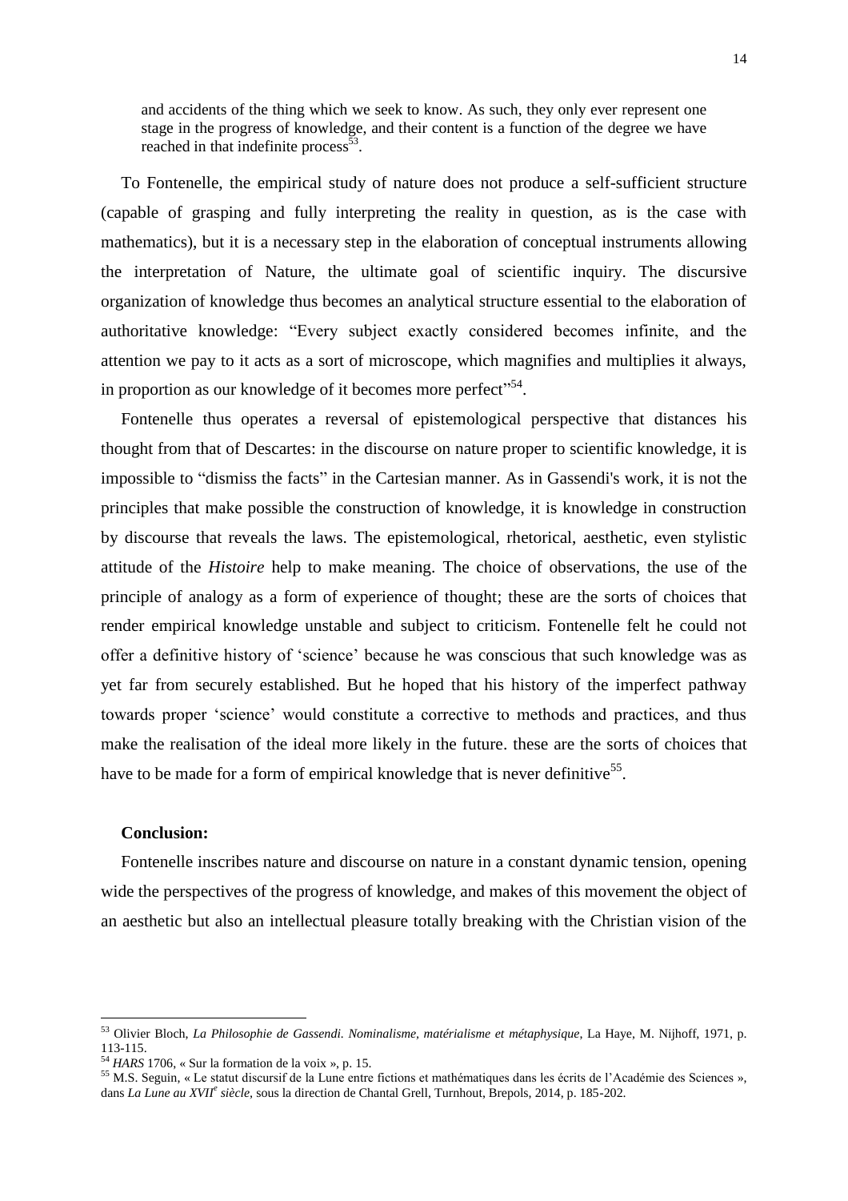> and accidents of the thing which we seek to know. As such, they only ever represent one stage in the progress of knowledge, and their content is a function of the degree we have reached in that indefinite process[53].

To Fontenelle, the empirical study of nature does not produce a self-sufficient structure (capable of grasping and fully interpreting the reality in question, as is the case with mathematics), but it is a necessary step in the elaboration of conceptual instruments allowing the interpretation of Nature, the ultimate goal of scientific inquiry. The discursive organization of knowledge thus becomes an analytical structure essential to the elaboration of authoritative knowledge: "Every subject exactly considered becomes infinite, and the attention we pay to it acts as a sort of microscope, which magnifies and multiplies it always, in proportion as our knowledge of it becomes more perfect"[54].

Fontenelle thus operates a reversal of epistemological perspective that distances his thought from that of Descartes: in the discourse on nature proper to scientific knowledge, it is impossible to "dismiss the facts" in the Cartesian manner. As in Gassendi's work, it is not the principles that make possible the construction of knowledge, it is knowledge in construction by discourse that reveals the laws. The epistemological, rhetorical, aesthetic, even stylistic attitude of the *Histoire* help to make meaning. The choice of observations, the use of the principle of analogy as a form of experience of thought; these are the sorts of choices that render empirical knowledge unstable and subject to criticism. Fontenelle felt he could not offer a definitive history of 'science' because he was conscious that such knowledge was as yet far from securely established. But he hoped that his history of the imperfect pathway towards proper 'science' would constitute a corrective to methods and practices, and thus make the realisation of the ideal more likely in the future. these are the sorts of choices that have to be made for a form of empirical knowledge that is never definitive[55].

**Conclusion:**

Fontenelle inscribes nature and discourse on nature in a constant dynamic tension, opening wide the perspectives of the progress of knowledge, and makes of this movement the object of an aesthetic but also an intellectual pleasure totally breaking with the Christian vision of the

---

[53] Olivier Bloch, *La Philosophie de Gassendi. Nominalisme, matérialisme et métaphysique*, La Haye, M. Nijhoff, 1971, p. 113-115.

[54] *HARS* 1706, « Sur la formation de la voix », p. 15.

[55] M.S. Seguin, « Le statut discursif de la Lune entre fictions et mathématiques dans les écrits de l'Académie des Sciences », dans *La Lune au XVII$^{e}$ siècle*, sous la direction de Chantal Grell, Turnhout, Brepols, 2014, p. 185-202.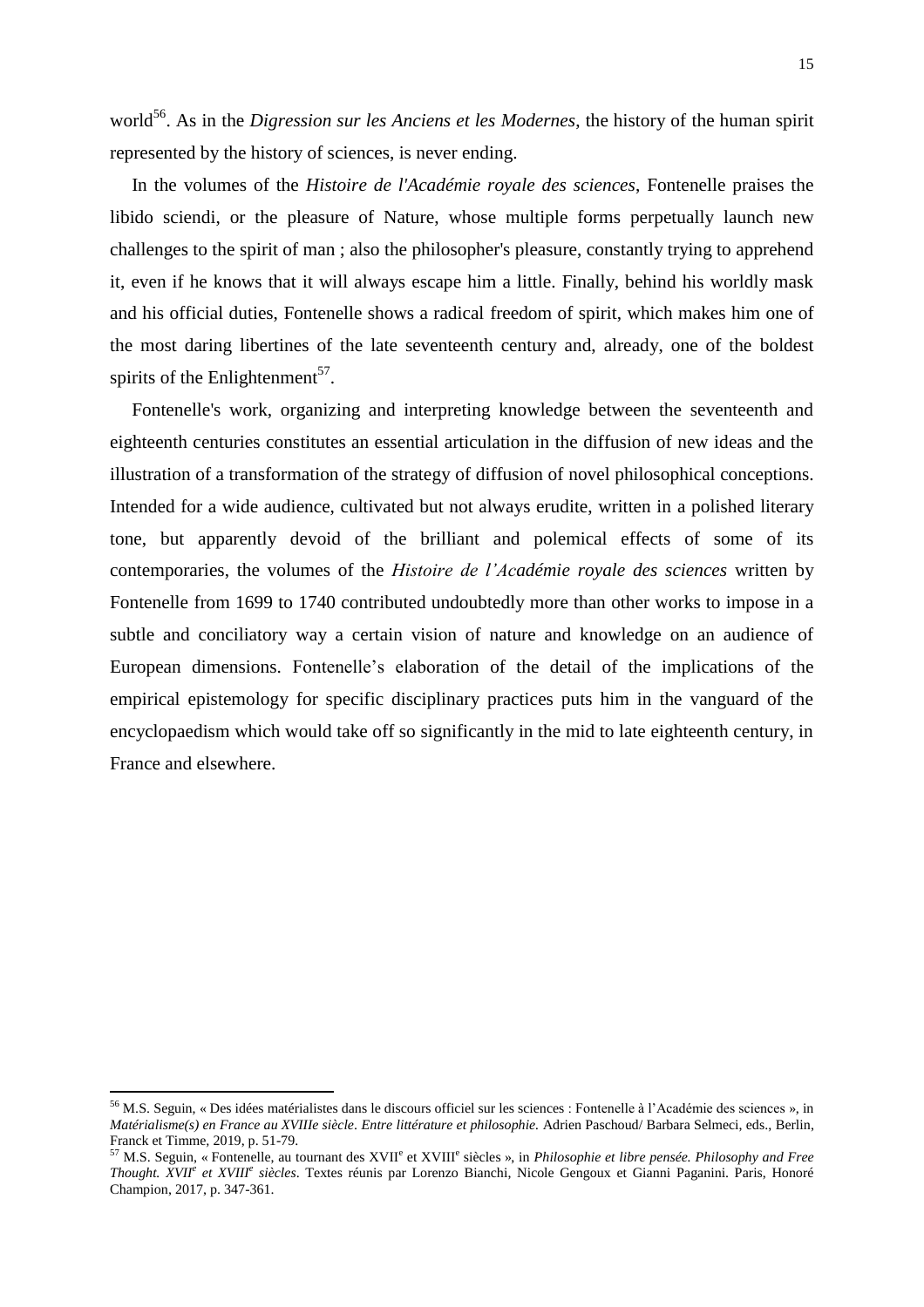world[56]. As in the *Digression sur les Anciens et les Modernes*, the history of the human spirit represented by the history of sciences, is never ending.

In the volumes of the *Histoire de l'Académie royale des sciences*, Fontenelle praises the libido sciendi, or the pleasure of Nature, whose multiple forms perpetually launch new challenges to the spirit of man ; also the philosopher's pleasure, constantly trying to apprehend it, even if he knows that it will always escape him a little. Finally, behind his worldly mask and his official duties, Fontenelle shows a radical freedom of spirit, which makes him one of the most daring libertines of the late seventeenth century and, already, one of the boldest spirits of the Enlightenment[57].

Fontenelle's work, organizing and interpreting knowledge between the seventeenth and eighteenth centuries constitutes an essential articulation in the diffusion of new ideas and the illustration of a transformation of the strategy of diffusion of novel philosophical conceptions. Intended for a wide audience, cultivated but not always erudite, written in a polished literary tone, but apparently devoid of the brilliant and polemical effects of some of its contemporaries, the volumes of the *Histoire de l'Académie royale des sciences* written by Fontenelle from 1699 to 1740 contributed undoubtedly more than other works to impose in a subtle and conciliatory way a certain vision of nature and knowledge on an audience of European dimensions. Fontenelle's elaboration of the detail of the implications of the empirical epistemology for specific disciplinary practices puts him in the vanguard of the encyclopaedism which would take off so significantly in the mid to late eighteenth century, in France and elsewhere.

---

[56] M.S. Seguin, « Des idées matérialistes dans le discours officiel sur les sciences : Fontenelle à l'Académie des sciences », in *Matérialisme(s) en France au XVIIIe siècle. Entre littérature et philosophie.* Adrien Paschoud/ Barbara Selmeci, eds., Berlin, Franck et Timme, 2019, p. 51-79.

[57] M.S. Seguin, « Fontenelle, au tournant des XVII^e^ et XVIII^e^ siècles », in *Philosophie et libre pensée. Philosophy and Free Thought. XVII^e^ et XVIII^e^ siècles*. Textes réunis par Lorenzo Bianchi, Nicole Gengoux et Gianni Paganini. Paris, Honoré Champion, 2017, p. 347-361.